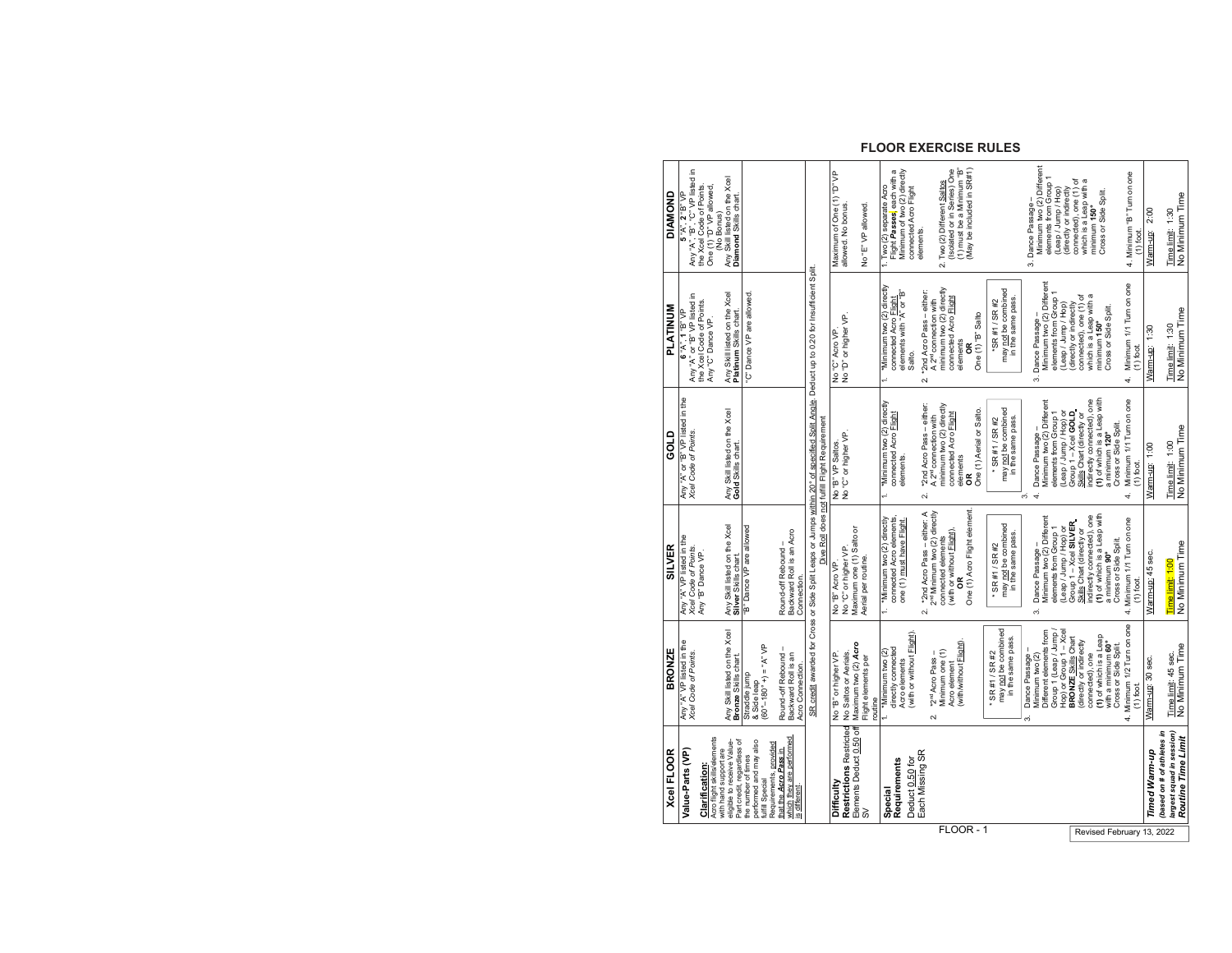# FLOOR EXERCISE RULES

| Xcel FLOOR | BRONZE | SILVER | GOLD | PLATINUM | DIAMOND |
|---|---|---|---|---|---|
| **Value-Parts (VP)**<br><br>**Clarification:**<br>Acro flight skills/elements with hand support are eligible to receive Value-Part credit, regardless of the number of times performed and may also fulfill Special Requirements, provided that the Acro Pass in which they are performed is different. | Any "A" VP listed in the *Xcel Code of Points.*<br><br>Any Skill listed on the Xcel **Bronze** Skills chart.<br>Straddle jump & Side leap (60°-180° +) = "A" VP<br><br>Round-off Rebound – Backward Roll is an Acro Connection. | Any "A" VP listed in the *Xcel Code of Points.*<br>Any "B" Dance VP.<br><br>Any Skill listed on the Xcel **Silver** Skills chart.<br>"B" Dance VP are allowed<br><br>Round-off Rebound – Backward Roll is an Acro Connection. | Any "A" or "B" VP listed in the *Xcel Code of Points.*<br><br>Any Skill listed on the Xcel **Gold** Skills chart. | **6 "A", 1 "B" VP**<br>Any "A" or "B" VP listed in the Xcel Code of Points.<br>Any "C" Dance VP.<br><br>Any Skill listed on the Xcel **Platinum** Skills chart.<br>"C" Dance VP are allowed. | **5 "A", 2 "B" VP**<br>Any "A", "B", "C" VP listed in the Xcel Code of Points.<br>One (1) "D" VP allowed, (No Bonus)<br>Any Skill listed on the Xcel **Diamond** Skills chart. |
| | SR credit awarded for Cross or Side Split Leaps or Jumps within 20° of specified Split Angle. Deduct up to 0.20 for Insufficient Split.<br>Dive Roll does not fulfill Flight Requirement | | | | |
| **Difficulty Restrictions** Restricted Elements Deduct 0.50 off SV | No "B" or higher VP.<br>No Saltos or Aerials.<br>Maximum two (2) *Acro* Flight elements per routine | No "B" Acro VP.<br>No "C" or higher VP.<br>Maximum one (1) Salto or Aerial per routine. | No "B" VP Saltos.<br>No "C" or higher VP. | No "C" Acro VP.<br>No "D" or higher VP. | Maximum of One (1) "D" VP allowed. No bonus.<br><br>No "E" VP allowed. |
| **Special Requirements**<br>Deduct 0.50 for Each Missing SR | 1. \*Minimum two (2) directly connected Acro elements (with or without Flight).<br><br>2. \*2nd Acro Pass – Minimum one (1) Acro element (with/without Flight).<br><br>\* SR #1 / SR #2 may not be combined in the same pass.<br><br>3. Dance Passage – Minimum two (2) Different elements from Group 1 (Leap / Jump / Hop) or Group 1 – Xcel **BRONZE** Skills Chart (directly or indirectly connected), one (1) of which is a Leap with a minimum 60° Cross or Side Split.<br><br>4. Minimum 1/2 Turn on one (1) foot. | 1. \*Minimum two (2) directly connected Acro elements, one (1) must have Flight.<br><br>2. \*2nd Acro Pass – either: A 2nd Minimum two (2) directly connected elements (with or without Flight),<br>**OR**<br>One (1) Acro Flight element.<br><br>\* SR #1 / SR #2 may not be combined in the same pass.<br><br>3. Dance Passage – Minimum two (2) Different elements from Group 1 (Leap / Jump / Hop) or Group 1 – Xcel **SILVER** Skills Chart (directly or indirectly connected), one (1) of which is a Leap with a minimum 90° Cross or Side Split.<br><br>4. Minimum 1/1 Turn on one (1) foot. | 1. \*Minimum two (2) directly connected Acro Flight elements.<br><br>2. \*2nd Acro Pass – either: A 2nd connection with minimum two (2) directly connected Acro Flight elements<br>**OR**<br>One (1) Aerial or Salto.<br><br>\* SR #1 / SR #2 may not be combined in the same pass.<br><br>3.<br>4. Dance Passage – Minimum two (2) Different elements from Group 1 (Leap / Jump / Hop) or Group 1 – Xcel **GOLD** Skills Chart (directly or indirectly connected), one (1) of which is a Leap with a minimum 120° Cross or Side Split.<br><br>4. Minimum 1/1 Turn on one (1) foot. | 1. \*Minimum two (2) directly connected Acro Flight elements with "A" or "B" Salto.<br><br>2. \*2nd Acro Pass – either: A 2nd connection with minimum two (2) directly connected Acro Flight elements<br>**OR**<br>One (1) "B" Salto<br><br>\*SR #1 / SR #2 may not be combined in the same pass.<br><br>3. Dance Passage – Minimum two (2) Different elements from Group 1 (Leap / Jump / Hop) (directly or indirectly connected), one (1) of which is a Leap with a minimum 150° Cross or Side Split.<br><br>4. Minimum 1/1 Turn on one (1) foot. | 1. Two (2) separate Acro Flight *Passes*, each with a Minimum of two (2) directly connected Acro Flight elements.<br><br>2. Two (2) Different Saltos (Isolated or in Series) One (1) must be a Minimum "B" (May be included in SR#1)<br><br>3. Dance Passage – Minimum two (2) Different elements from Group 1 (Leap / Jump / Hop) (directly or indirectly connected), one (1) of which is a Leap with a minimum 180° Cross or Side Split.<br><br>4. Minimum "B" Turn on one (1) foot. |
| ***Timed Warm-up*** ***(based on # of athletes in largest squad in session)*** ***Routine Time Limit*** | Warm-up: 30 sec.<br><br>Time limit: 45 sec.<br>No Minimum Time | Warm-up: 45 sec.<br><br>Time limit: 1:00<br>No Minimum Time | Warm-up: 1:00<br><br>Time limit: 1:30<br>No Minimum Time | Warm-up: 1:30<br><br>Time limit: 1:30<br>No Minimum Time | Warm-up: 2:00<br><br>Time limit: 1:30<br>No Minimum Time |

Revised February 13, 2022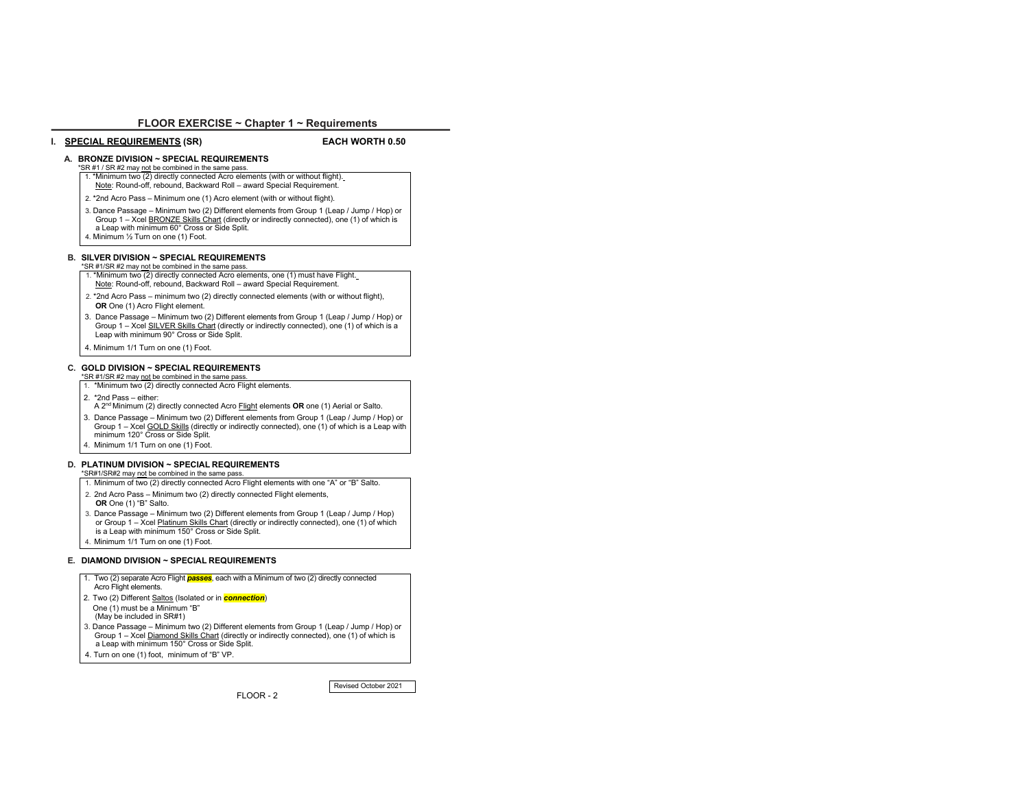## FLOOR EXERCISE ~ Chapter 1 ~ Requirements

### I. SPECIAL REQUIREMENTS (SR) — EACH WORTH 0.50

#### A. BRONZE DIVISION ~ SPECIAL REQUIREMENTS

*SR #1 / SR #2 may not be combined in the same pass.

1. *Minimum two (2) directly connected Acro elements (with or without flight).
   Note: Round-off, rebound, Backward Roll – award Special Requirement.
2. *2nd Acro Pass – Minimum one (1) Acro element (with or without flight).
3. Dance Passage – Minimum two (2) Different elements from Group 1 (Leap / Jump / Hop) or Group 1 – Xcel BRONZE Skills Chart (directly or indirectly connected), one (1) of which is a Leap with minimum 60° Cross or Side Split.
4. Minimum ½ Turn on one (1) Foot.

#### B. SILVER DIVISION ~ SPECIAL REQUIREMENTS

*SR #1/SR #2 may not be combined in the same pass.

1. *Minimum two (2) directly connected Acro elements, one (1) must have Flight.
   Note: Round-off, rebound, Backward Roll – award Special Requirement.
2. *2nd Acro Pass – minimum two (2) directly connected elements (with or without flight), **OR** One (1) Acro Flight element.
3. Dance Passage – Minimum two (2) Different elements from Group 1 (Leap / Jump / Hop) or Group 1 – Xcel SILVER Skills Chart (directly or indirectly connected), one (1) of which is a Leap with minimum 90° Cross or Side Split.
4. Minimum 1/1 Turn on one (1) Foot.

#### C. GOLD DIVISION ~ SPECIAL REQUIREMENTS

*SR #1/SR #2 may not be combined in the same pass.

1. *Minimum two (2) directly connected Acro Flight elements.
2. *2nd Pass – either:
   A 2nd Minimum (2) directly connected Acro Flight elements **OR** one (1) Aerial or Salto.
3. Dance Passage – Minimum two (2) Different elements from Group 1 (Leap / Jump / Hop) or Group 1 – Xcel GOLD Skills (directly or indirectly connected), one (1) of which is a Leap with minimum 120° Cross or Side Split.
4. Minimum 1/1 Turn on one (1) Foot.

#### D. PLATINUM DIVISION ~ SPECIAL REQUIREMENTS

*SR#1/SR#2 may not be combined in the same pass.

1. Minimum of two (2) directly connected Acro Flight elements with one "A" or "B" Salto.
2. 2nd Acro Pass – Minimum two (2) directly connected Flight elements,
   **OR** One (1) "B" Salto.
3. Dance Passage – Minimum two (2) Different elements from Group 1 (Leap / Jump / Hop) or Group 1 – Xcel Platinum Skills Chart (directly or indirectly connected), one (1) of which is a Leap with minimum 150° Cross or Side Split.
4. Minimum 1/1 Turn on one (1) Foot.

#### E. DIAMOND DIVISION ~ SPECIAL REQUIREMENTS

1. Two (2) separate Acro Flight ***passes***, each with a Minimum of two (2) directly connected Acro Flight elements.
2. Two (2) Different Saltos (Isolated or in ***connection***)
   One (1) must be a Minimum "B"
   (May be included in SR#1)
3. Dance Passage – Minimum two (2) Different elements from Group 1 (Leap / Jump / Hop) or Group 1 – Xcel Diamond Skills Chart (directly or indirectly connected), one (1) of which is a Leap with minimum 150° Cross or Side Split.
4. Turn on one (1) foot, minimum of "B" VP.

Revised October 2021